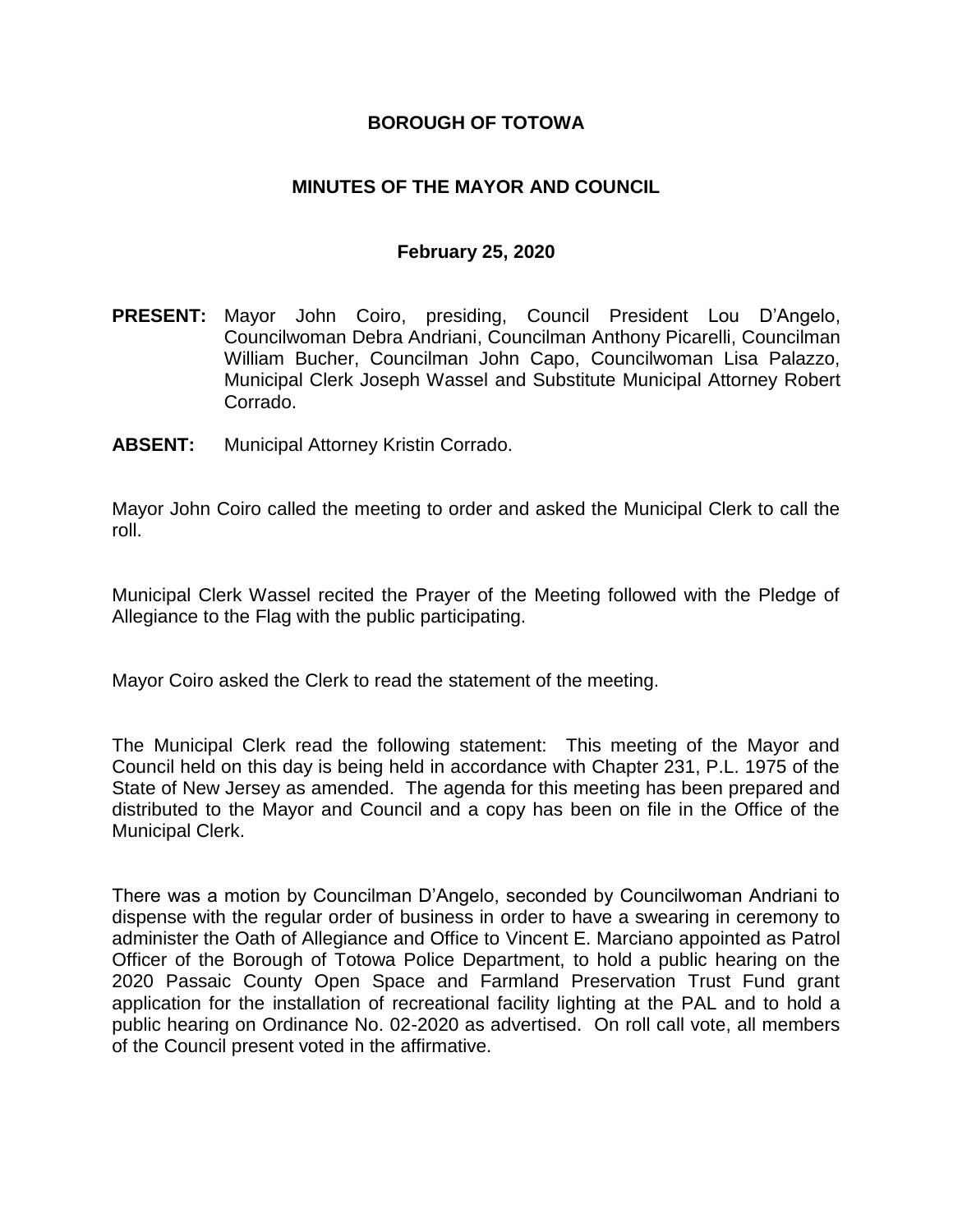**BOROUGH OF TOTOWA**

**MINUTES OF THE MAYOR AND COUNCIL**

**February 25, 2020**

**PRESENT:** Mayor John Coiro, presiding, Council President Lou D'Angelo, Councilwoman Debra Andriani, Councilman Anthony Picarelli, Councilman William Bucher, Councilman John Capo, Councilwoman Lisa Palazzo, Municipal Clerk Joseph Wassel and Substitute Municipal Attorney Robert Corrado.

**ABSENT:** Municipal Attorney Kristin Corrado.

Mayor John Coiro called the meeting to order and asked the Municipal Clerk to call the roll.

Municipal Clerk Wassel recited the Prayer of the Meeting followed with the Pledge of Allegiance to the Flag with the public participating.

Mayor Coiro asked the Clerk to read the statement of the meeting.

The Municipal Clerk read the following statement: This meeting of the Mayor and Council held on this day is being held in accordance with Chapter 231, P.L. 1975 of the State of New Jersey as amended. The agenda for this meeting has been prepared and distributed to the Mayor and Council and a copy has been on file in the Office of the Municipal Clerk.

There was a motion by Councilman D'Angelo, seconded by Councilwoman Andriani to dispense with the regular order of business in order to have a swearing in ceremony to administer the Oath of Allegiance and Office to Vincent E. Marciano appointed as Patrol Officer of the Borough of Totowa Police Department, to hold a public hearing on the 2020 Passaic County Open Space and Farmland Preservation Trust Fund grant application for the installation of recreational facility lighting at the PAL and to hold a public hearing on Ordinance No. 02-2020 as advertised. On roll call vote, all members of the Council present voted in the affirmative.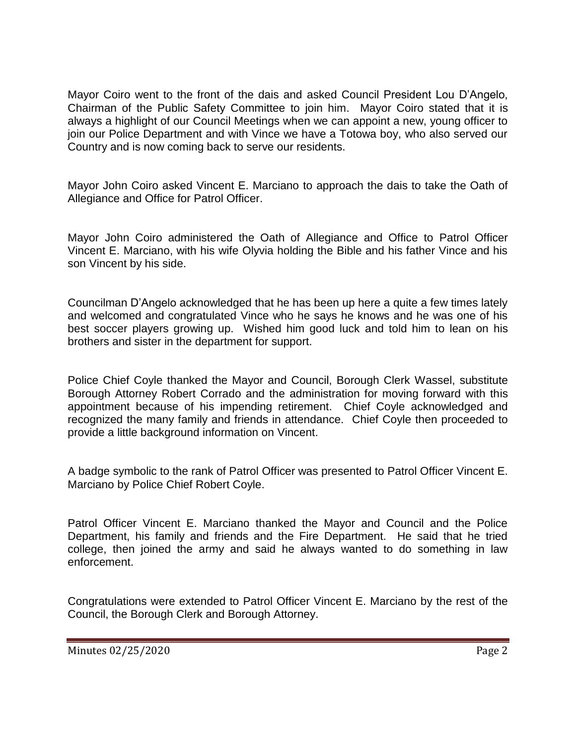Mayor Coiro went to the front of the dais and asked Council President Lou D'Angelo, Chairman of the Public Safety Committee to join him. Mayor Coiro stated that it is always a highlight of our Council Meetings when we can appoint a new, young officer to join our Police Department and with Vince we have a Totowa boy, who also served our Country and is now coming back to serve our residents.

Mayor John Coiro asked Vincent E. Marciano to approach the dais to take the Oath of Allegiance and Office for Patrol Officer.

Mayor John Coiro administered the Oath of Allegiance and Office to Patrol Officer Vincent E. Marciano, with his wife Olyvia holding the Bible and his father Vince and his son Vincent by his side.

Councilman D'Angelo acknowledged that he has been up here a quite a few times lately and welcomed and congratulated Vince who he says he knows and he was one of his best soccer players growing up. Wished him good luck and told him to lean on his brothers and sister in the department for support.

Police Chief Coyle thanked the Mayor and Council, Borough Clerk Wassel, substitute Borough Attorney Robert Corrado and the administration for moving forward with this appointment because of his impending retirement. Chief Coyle acknowledged and recognized the many family and friends in attendance. Chief Coyle then proceeded to provide a little background information on Vincent.

A badge symbolic to the rank of Patrol Officer was presented to Patrol Officer Vincent E. Marciano by Police Chief Robert Coyle.

Patrol Officer Vincent E. Marciano thanked the Mayor and Council and the Police Department, his family and friends and the Fire Department. He said that he tried college, then joined the army and said he always wanted to do something in law enforcement.

Congratulations were extended to Patrol Officer Vincent E. Marciano by the rest of the Council, the Borough Clerk and Borough Attorney.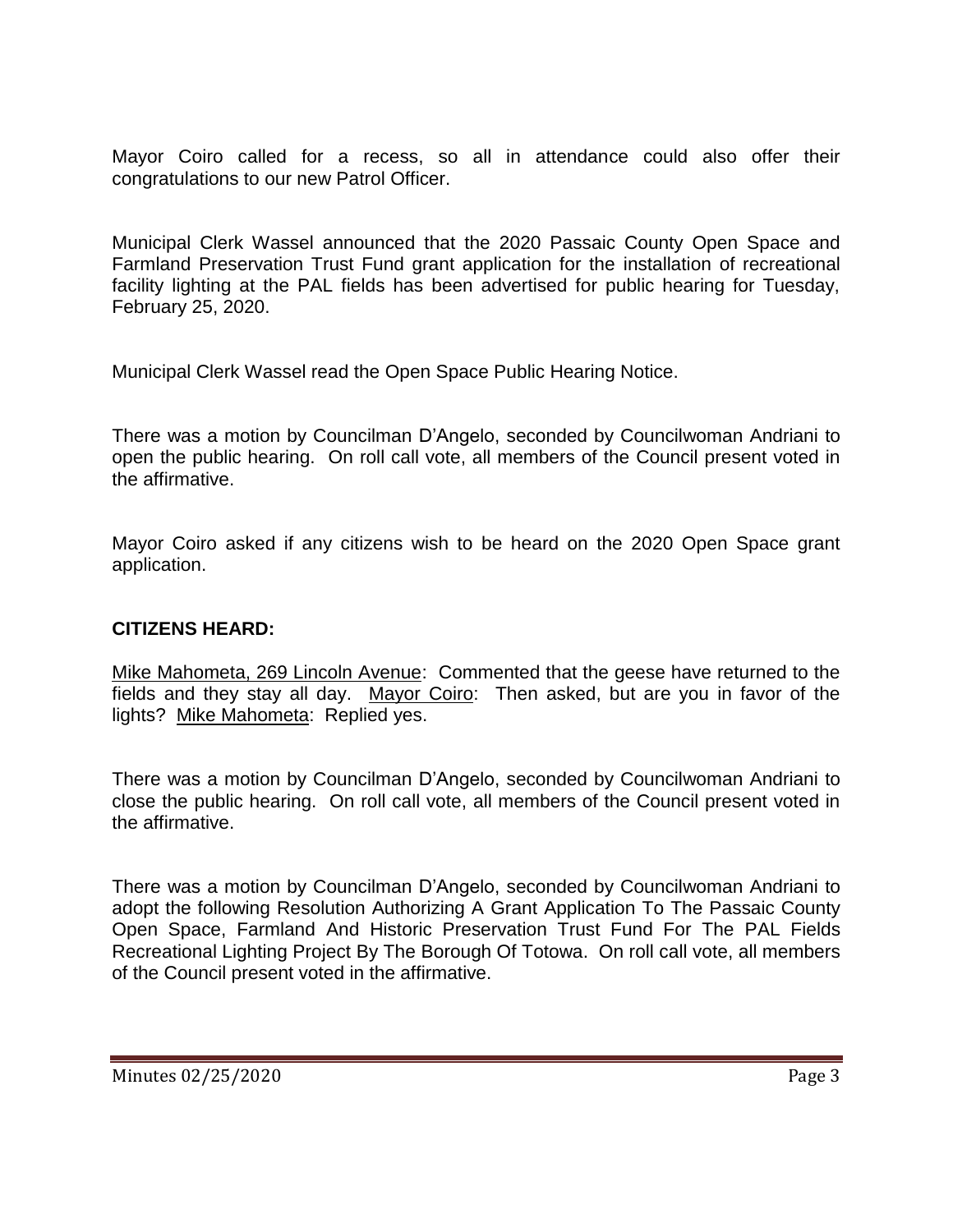Mayor Coiro called for a recess, so all in attendance could also offer their congratulations to our new Patrol Officer.

Municipal Clerk Wassel announced that the 2020 Passaic County Open Space and Farmland Preservation Trust Fund grant application for the installation of recreational facility lighting at the PAL fields has been advertised for public hearing for Tuesday, February 25, 2020.

Municipal Clerk Wassel read the Open Space Public Hearing Notice.

There was a motion by Councilman D'Angelo, seconded by Councilwoman Andriani to open the public hearing. On roll call vote, all members of the Council present voted in the affirmative.

Mayor Coiro asked if any citizens wish to be heard on the 2020 Open Space grant application.

## CITIZENS HEARD:

Mike Mahometa, 269 Lincoln Avenue: Commented that the geese have returned to the fields and they stay all day. Mayor Coiro: Then asked, but are you in favor of the lights? Mike Mahometa: Replied yes.

There was a motion by Councilman D'Angelo, seconded by Councilwoman Andriani to close the public hearing. On roll call vote, all members of the Council present voted in the affirmative.

There was a motion by Councilman D'Angelo, seconded by Councilwoman Andriani to adopt the following Resolution Authorizing A Grant Application To The Passaic County Open Space, Farmland And Historic Preservation Trust Fund For The PAL Fields Recreational Lighting Project By The Borough Of Totowa. On roll call vote, all members of the Council present voted in the affirmative.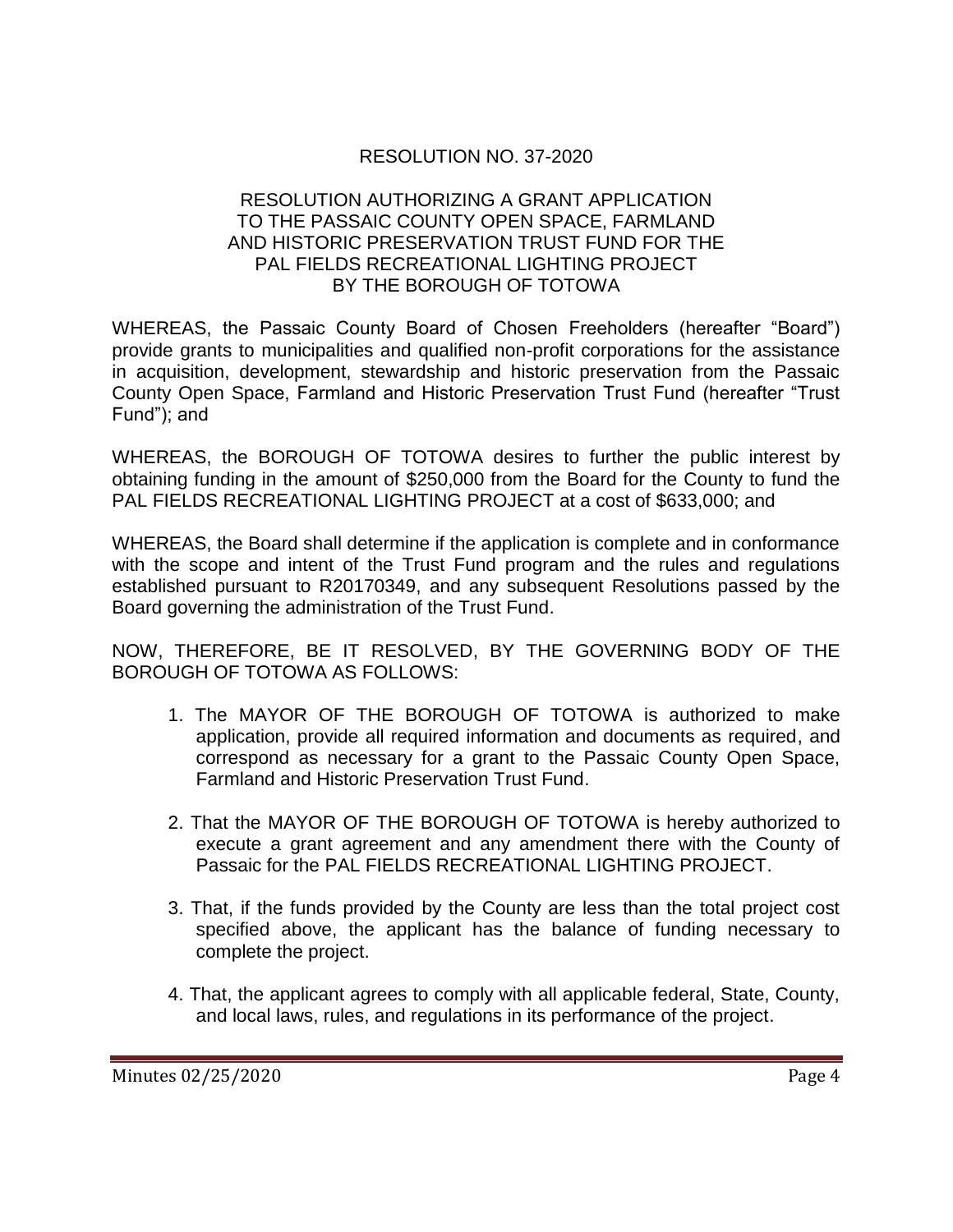## RESOLUTION NO. 37-2020

### RESOLUTION AUTHORIZING A GRANT APPLICATION TO THE PASSAIC COUNTY OPEN SPACE, FARMLAND AND HISTORIC PRESERVATION TRUST FUND FOR THE PAL FIELDS RECREATIONAL LIGHTING PROJECT BY THE BOROUGH OF TOTOWA

WHEREAS, the Passaic County Board of Chosen Freeholders (hereafter "Board") provide grants to municipalities and qualified non-profit corporations for the assistance in acquisition, development, stewardship and historic preservation from the Passaic County Open Space, Farmland and Historic Preservation Trust Fund (hereafter "Trust Fund"); and

WHEREAS, the BOROUGH OF TOTOWA desires to further the public interest by obtaining funding in the amount of $250,000 from the Board for the County to fund the PAL FIELDS RECREATIONAL LIGHTING PROJECT at a cost of $633,000; and

WHEREAS, the Board shall determine if the application is complete and in conformance with the scope and intent of the Trust Fund program and the rules and regulations established pursuant to R20170349, and any subsequent Resolutions passed by the Board governing the administration of the Trust Fund.

NOW, THEREFORE, BE IT RESOLVED, BY THE GOVERNING BODY OF THE BOROUGH OF TOTOWA AS FOLLOWS:

1. The MAYOR OF THE BOROUGH OF TOTOWA is authorized to make application, provide all required information and documents as required, and correspond as necessary for a grant to the Passaic County Open Space, Farmland and Historic Preservation Trust Fund.

2. That the MAYOR OF THE BOROUGH OF TOTOWA is hereby authorized to execute a grant agreement and any amendment there with the County of Passaic for the PAL FIELDS RECREATIONAL LIGHTING PROJECT.

3. That, if the funds provided by the County are less than the total project cost specified above, the applicant has the balance of funding necessary to complete the project.

4. That, the applicant agrees to comply with all applicable federal, State, County, and local laws, rules, and regulations in its performance of the project.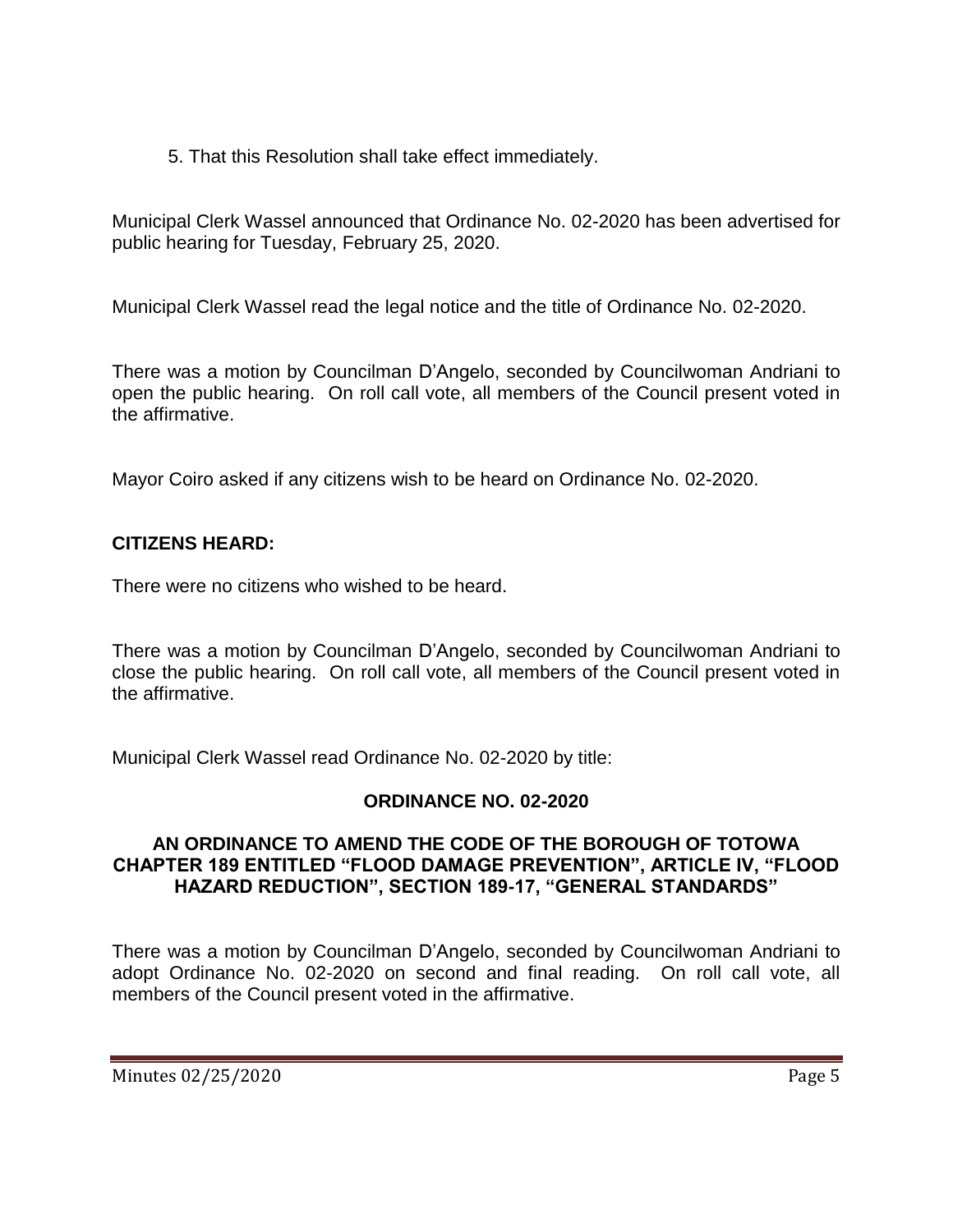5. That this Resolution shall take effect immediately.

Municipal Clerk Wassel announced that Ordinance No. 02-2020 has been advertised for public hearing for Tuesday, February 25, 2020.

Municipal Clerk Wassel read the legal notice and the title of Ordinance No. 02-2020.

There was a motion by Councilman D'Angelo, seconded by Councilwoman Andriani to open the public hearing. On roll call vote, all members of the Council present voted in the affirmative.

Mayor Coiro asked if any citizens wish to be heard on Ordinance No. 02-2020.

**CITIZENS HEARD:**

There were no citizens who wished to be heard.

There was a motion by Councilman D'Angelo, seconded by Councilwoman Andriani to close the public hearing. On roll call vote, all members of the Council present voted in the affirmative.

Municipal Clerk Wassel read Ordinance No. 02-2020 by title:

**ORDINANCE NO. 02-2020**

**AN ORDINANCE TO AMEND THE CODE OF THE BOROUGH OF TOTOWA CHAPTER 189 ENTITLED "FLOOD DAMAGE PREVENTION", ARTICLE IV, "FLOOD HAZARD REDUCTION", SECTION 189-17, "GENERAL STANDARDS"**

There was a motion by Councilman D'Angelo, seconded by Councilwoman Andriani to adopt Ordinance No. 02-2020 on second and final reading. On roll call vote, all members of the Council present voted in the affirmative.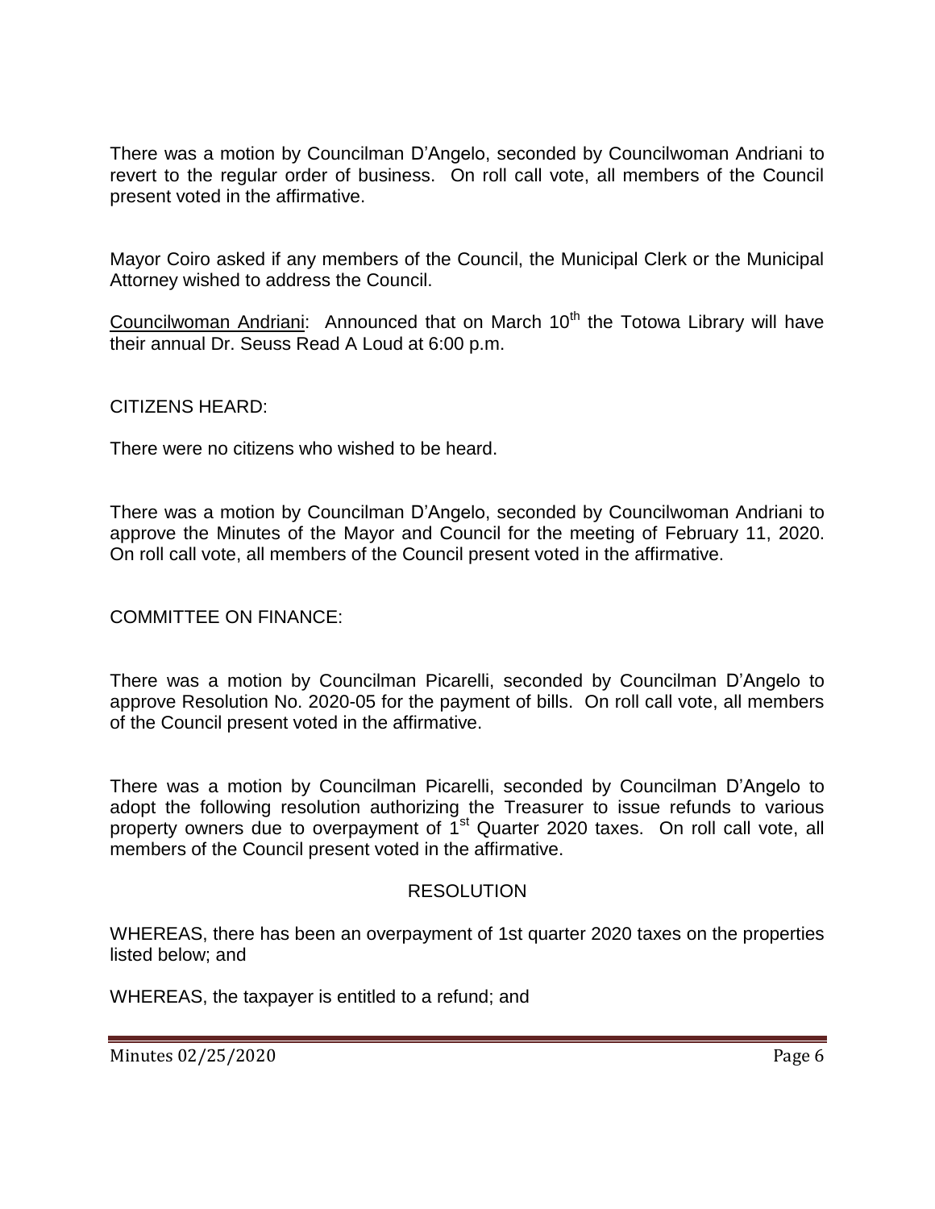There was a motion by Councilman D'Angelo, seconded by Councilwoman Andriani to revert to the regular order of business. On roll call vote, all members of the Council present voted in the affirmative.

Mayor Coiro asked if any members of the Council, the Municipal Clerk or the Municipal Attorney wished to address the Council.

Councilwoman Andriani: Announced that on March 10th the Totowa Library will have their annual Dr. Seuss Read A Loud at 6:00 p.m.

CITIZENS HEARD:

There were no citizens who wished to be heard.

There was a motion by Councilman D'Angelo, seconded by Councilwoman Andriani to approve the Minutes of the Mayor and Council for the meeting of February 11, 2020. On roll call vote, all members of the Council present voted in the affirmative.

COMMITTEE ON FINANCE:

There was a motion by Councilman Picarelli, seconded by Councilman D'Angelo to approve Resolution No. 2020-05 for the payment of bills. On roll call vote, all members of the Council present voted in the affirmative.

There was a motion by Councilman Picarelli, seconded by Councilman D'Angelo to adopt the following resolution authorizing the Treasurer to issue refunds to various property owners due to overpayment of 1st Quarter 2020 taxes. On roll call vote, all members of the Council present voted in the affirmative.

RESOLUTION

WHEREAS, there has been an overpayment of 1st quarter 2020 taxes on the properties listed below; and

WHEREAS, the taxpayer is entitled to a refund; and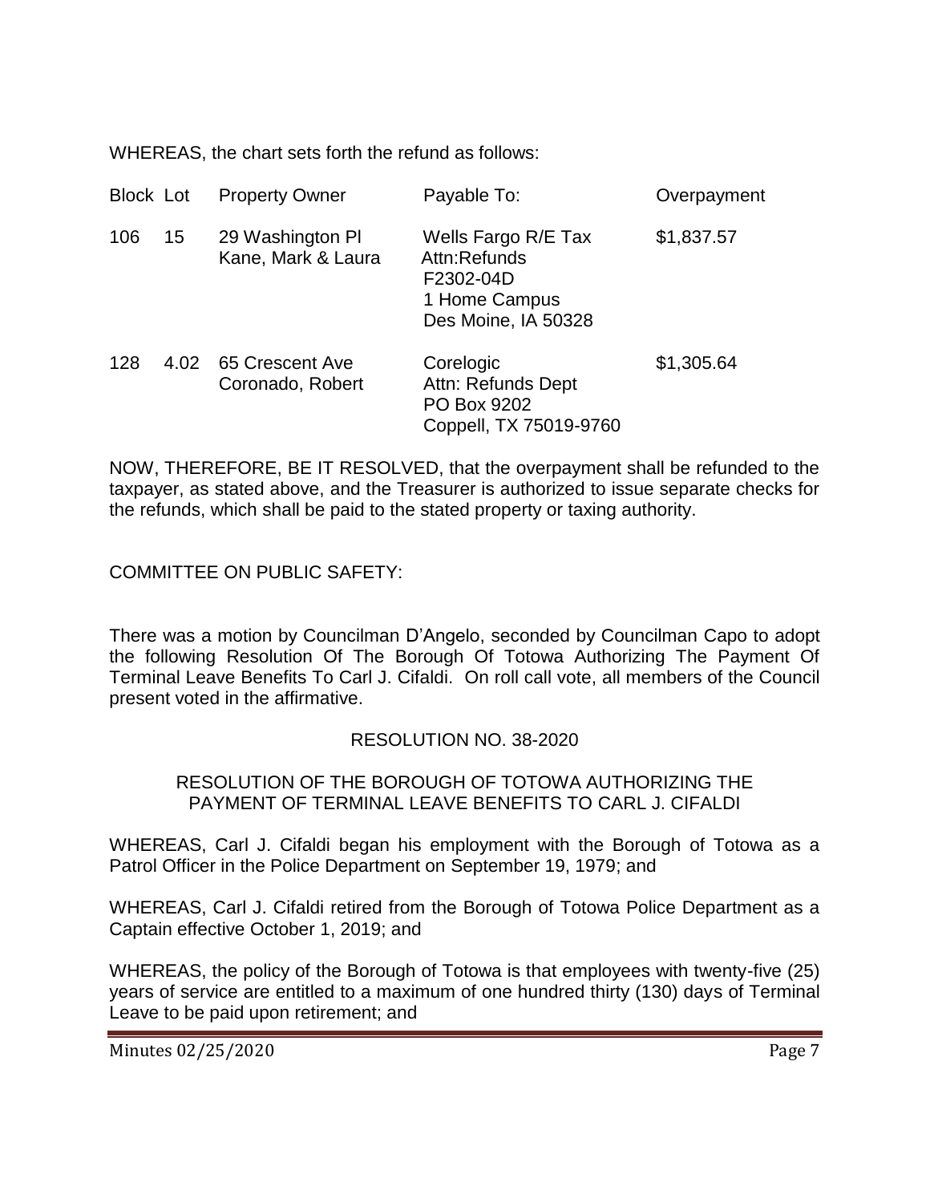WHEREAS, the chart sets forth the refund as follows:

| Block | Lot | Property Owner | Payable To: | Overpayment |
|---|---|---|---|---|
| 106 | 15 | 29 Washington Pl<br>Kane, Mark & Laura | Wells Fargo R/E Tax<br>Attn:Refunds<br>F2302-04D<br>1 Home Campus<br>Des Moine, IA 50328 | $1,837.57 |
| 128 | 4.02 | 65 Crescent Ave<br>Coronado, Robert | Corelogic<br>Attn: Refunds Dept<br>PO Box 9202<br>Coppell, TX 75019-9760 | $1,305.64 |

NOW, THEREFORE, BE IT RESOLVED, that the overpayment shall be refunded to the taxpayer, as stated above, and the Treasurer is authorized to issue separate checks for the refunds, which shall be paid to the stated property or taxing authority.

COMMITTEE ON PUBLIC SAFETY:

There was a motion by Councilman D'Angelo, seconded by Councilman Capo to adopt the following Resolution Of The Borough Of Totowa Authorizing The Payment Of Terminal Leave Benefits To Carl J. Cifaldi. On roll call vote, all members of the Council present voted in the affirmative.

RESOLUTION NO. 38-2020

RESOLUTION OF THE BOROUGH OF TOTOWA AUTHORIZING THE PAYMENT OF TERMINAL LEAVE BENEFITS TO CARL J. CIFALDI

WHEREAS, Carl J. Cifaldi began his employment with the Borough of Totowa as a Patrol Officer in the Police Department on September 19, 1979; and

WHEREAS, Carl J. Cifaldi retired from the Borough of Totowa Police Department as a Captain effective October 1, 2019; and

WHEREAS, the policy of the Borough of Totowa is that employees with twenty-five (25) years of service are entitled to a maximum of one hundred thirty (130) days of Terminal Leave to be paid upon retirement; and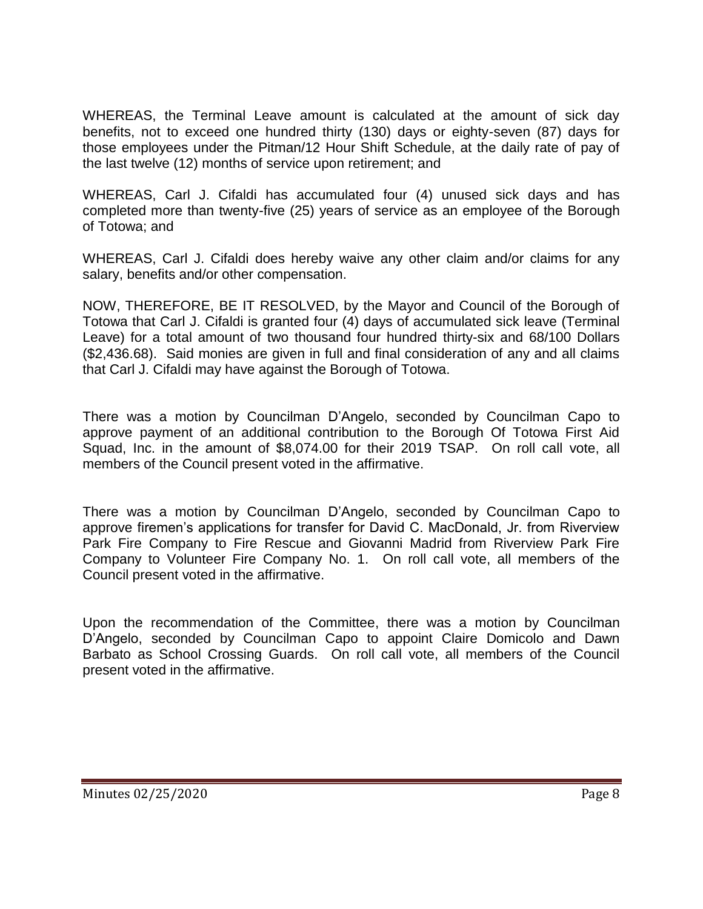WHEREAS, the Terminal Leave amount is calculated at the amount of sick day benefits, not to exceed one hundred thirty (130) days or eighty-seven (87) days for those employees under the Pitman/12 Hour Shift Schedule, at the daily rate of pay of the last twelve (12) months of service upon retirement; and

WHEREAS, Carl J. Cifaldi has accumulated four (4) unused sick days and has completed more than twenty-five (25) years of service as an employee of the Borough of Totowa; and

WHEREAS, Carl J. Cifaldi does hereby waive any other claim and/or claims for any salary, benefits and/or other compensation.

NOW, THEREFORE, BE IT RESOLVED, by the Mayor and Council of the Borough of Totowa that Carl J. Cifaldi is granted four (4) days of accumulated sick leave (Terminal Leave) for a total amount of two thousand four hundred thirty-six and 68/100 Dollars ($2,436.68). Said monies are given in full and final consideration of any and all claims that Carl J. Cifaldi may have against the Borough of Totowa.

There was a motion by Councilman D'Angelo, seconded by Councilman Capo to approve payment of an additional contribution to the Borough Of Totowa First Aid Squad, Inc. in the amount of $8,074.00 for their 2019 TSAP. On roll call vote, all members of the Council present voted in the affirmative.

There was a motion by Councilman D'Angelo, seconded by Councilman Capo to approve firemen's applications for transfer for David C. MacDonald, Jr. from Riverview Park Fire Company to Fire Rescue and Giovanni Madrid from Riverview Park Fire Company to Volunteer Fire Company No. 1. On roll call vote, all members of the Council present voted in the affirmative.

Upon the recommendation of the Committee, there was a motion by Councilman D'Angelo, seconded by Councilman Capo to appoint Claire Domicolo and Dawn Barbato as School Crossing Guards. On roll call vote, all members of the Council present voted in the affirmative.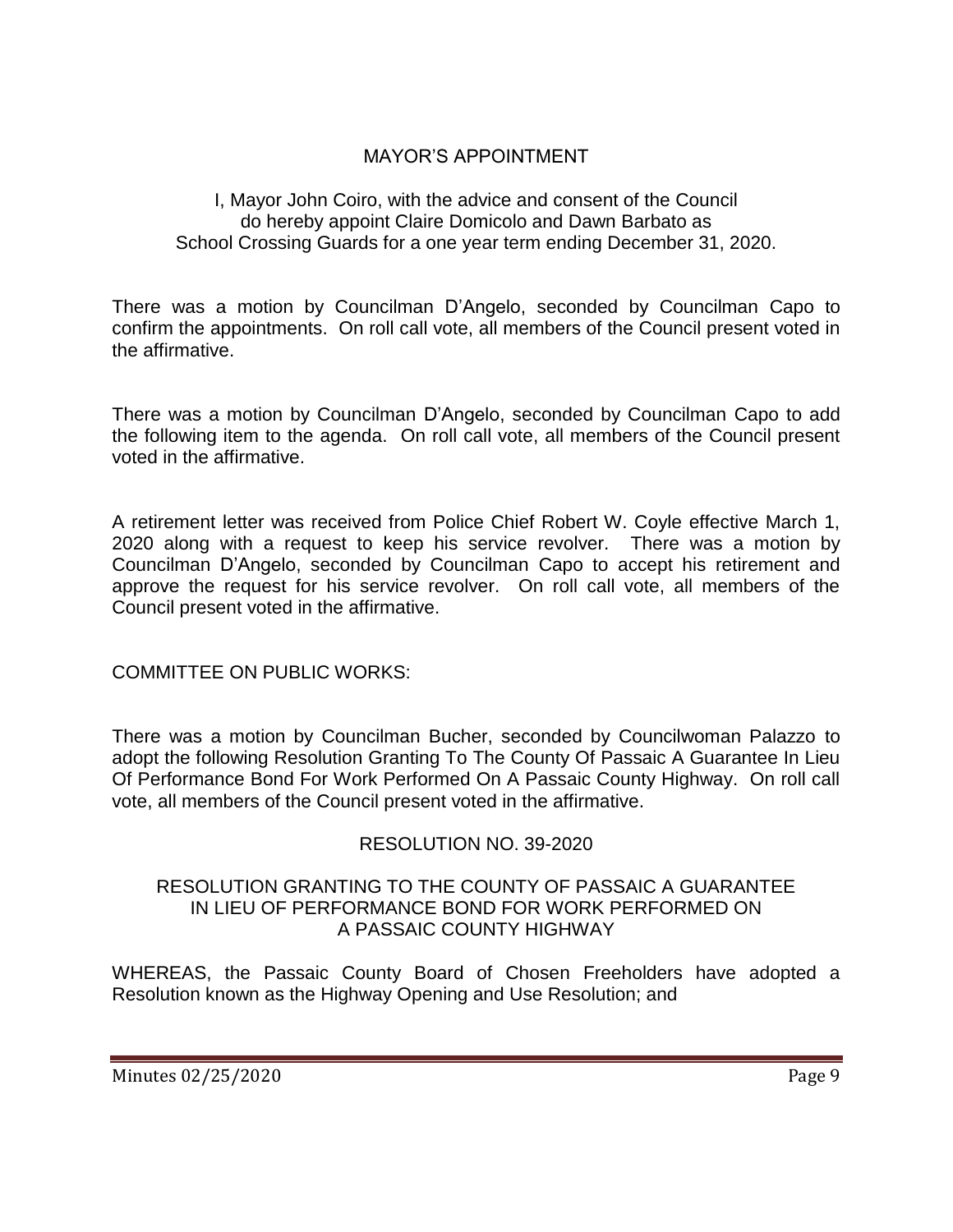## MAYOR'S APPOINTMENT

I, Mayor John Coiro, with the advice and consent of the Council do hereby appoint Claire Domicolo and Dawn Barbato as School Crossing Guards for a one year term ending December 31, 2020.

There was a motion by Councilman D'Angelo, seconded by Councilman Capo to confirm the appointments. On roll call vote, all members of the Council present voted in the affirmative.

There was a motion by Councilman D'Angelo, seconded by Councilman Capo to add the following item to the agenda. On roll call vote, all members of the Council present voted in the affirmative.

A retirement letter was received from Police Chief Robert W. Coyle effective March 1, 2020 along with a request to keep his service revolver. There was a motion by Councilman D'Angelo, seconded by Councilman Capo to accept his retirement and approve the request for his service revolver. On roll call vote, all members of the Council present voted in the affirmative.

COMMITTEE ON PUBLIC WORKS:

There was a motion by Councilman Bucher, seconded by Councilwoman Palazzo to adopt the following Resolution Granting To The County Of Passaic A Guarantee In Lieu Of Performance Bond For Work Performed On A Passaic County Highway. On roll call vote, all members of the Council present voted in the affirmative.

### RESOLUTION NO. 39-2020

### RESOLUTION GRANTING TO THE COUNTY OF PASSAIC A GUARANTEE IN LIEU OF PERFORMANCE BOND FOR WORK PERFORMED ON A PASSAIC COUNTY HIGHWAY

WHEREAS, the Passaic County Board of Chosen Freeholders have adopted a Resolution known as the Highway Opening and Use Resolution; and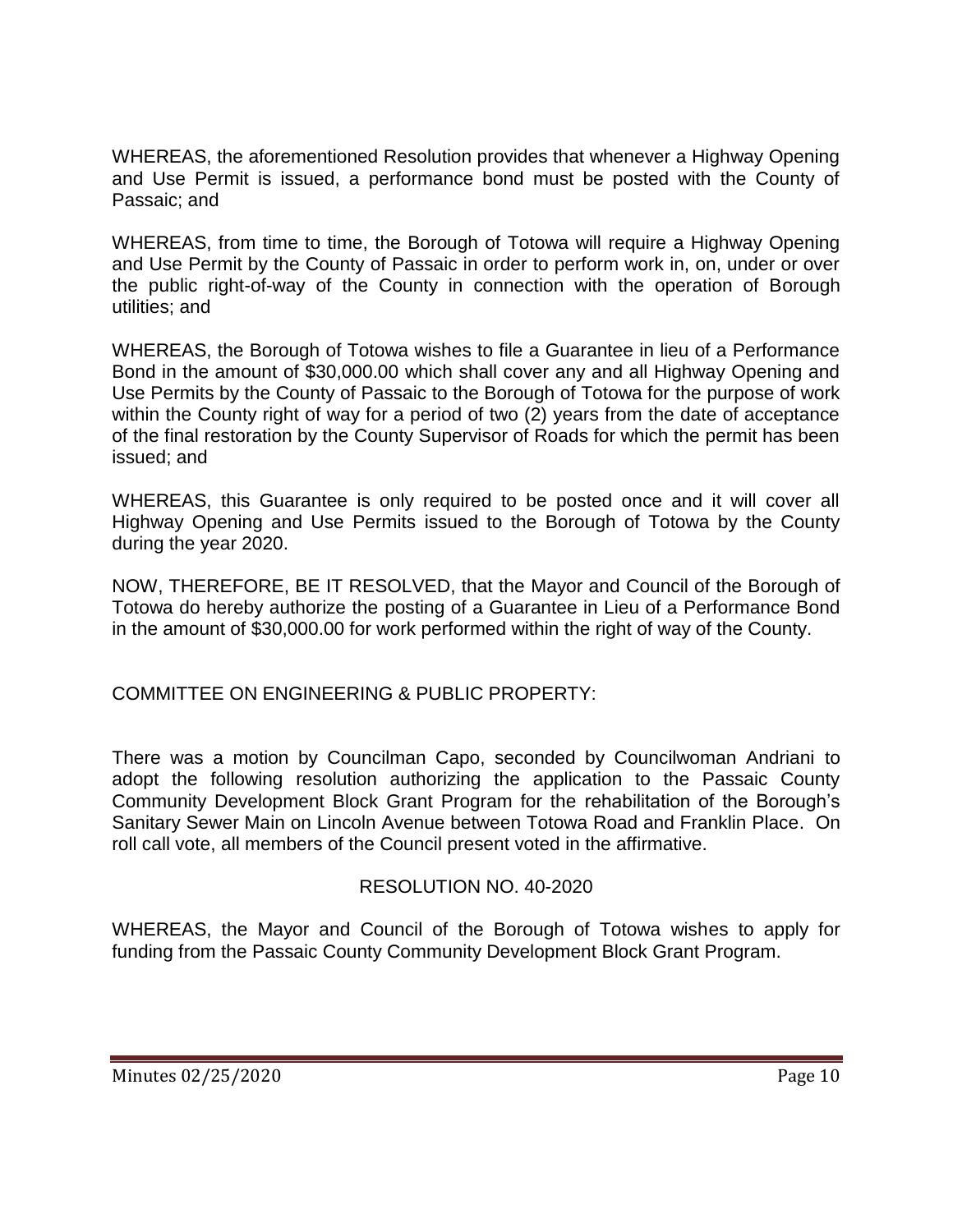WHEREAS, the aforementioned Resolution provides that whenever a Highway Opening and Use Permit is issued, a performance bond must be posted with the County of Passaic; and

WHEREAS, from time to time, the Borough of Totowa will require a Highway Opening and Use Permit by the County of Passaic in order to perform work in, on, under or over the public right-of-way of the County in connection with the operation of Borough utilities; and

WHEREAS, the Borough of Totowa wishes to file a Guarantee in lieu of a Performance Bond in the amount of $30,000.00 which shall cover any and all Highway Opening and Use Permits by the County of Passaic to the Borough of Totowa for the purpose of work within the County right of way for a period of two (2) years from the date of acceptance of the final restoration by the County Supervisor of Roads for which the permit has been issued; and

WHEREAS, this Guarantee is only required to be posted once and it will cover all Highway Opening and Use Permits issued to the Borough of Totowa by the County during the year 2020.

NOW, THEREFORE, BE IT RESOLVED, that the Mayor and Council of the Borough of Totowa do hereby authorize the posting of a Guarantee in Lieu of a Performance Bond in the amount of $30,000.00 for work performed within the right of way of the County.

COMMITTEE ON ENGINEERING & PUBLIC PROPERTY:

There was a motion by Councilman Capo, seconded by Councilwoman Andriani to adopt the following resolution authorizing the application to the Passaic County Community Development Block Grant Program for the rehabilitation of the Borough's Sanitary Sewer Main on Lincoln Avenue between Totowa Road and Franklin Place. On roll call vote, all members of the Council present voted in the affirmative.

RESOLUTION NO. 40-2020

WHEREAS, the Mayor and Council of the Borough of Totowa wishes to apply for funding from the Passaic County Community Development Block Grant Program.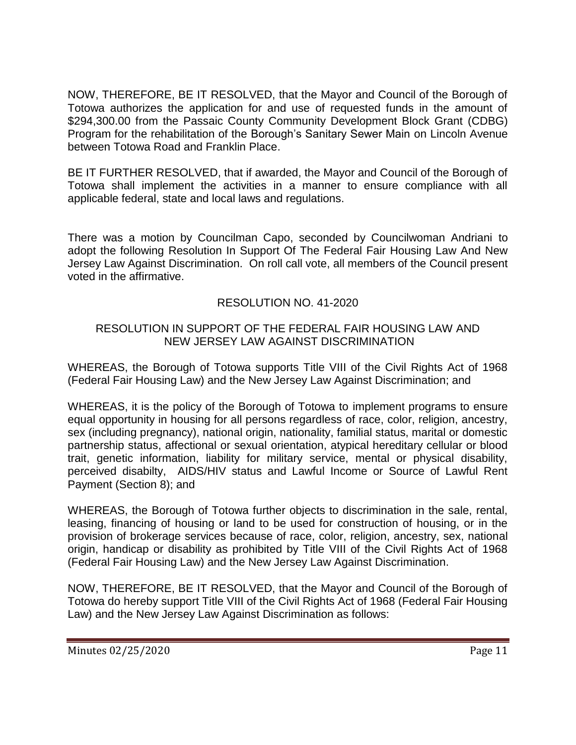NOW, THEREFORE, BE IT RESOLVED, that the Mayor and Council of the Borough of Totowa authorizes the application for and use of requested funds in the amount of $294,300.00 from the Passaic County Community Development Block Grant (CDBG) Program for the rehabilitation of the Borough's Sanitary Sewer Main on Lincoln Avenue between Totowa Road and Franklin Place.

BE IT FURTHER RESOLVED, that if awarded, the Mayor and Council of the Borough of Totowa shall implement the activities in a manner to ensure compliance with all applicable federal, state and local laws and regulations.

There was a motion by Councilman Capo, seconded by Councilwoman Andriani to adopt the following Resolution In Support Of The Federal Fair Housing Law And New Jersey Law Against Discrimination. On roll call vote, all members of the Council present voted in the affirmative.

RESOLUTION NO. 41-2020

RESOLUTION IN SUPPORT OF THE FEDERAL FAIR HOUSING LAW AND NEW JERSEY LAW AGAINST DISCRIMINATION

WHEREAS, the Borough of Totowa supports Title VIII of the Civil Rights Act of 1968 (Federal Fair Housing Law) and the New Jersey Law Against Discrimination; and

WHEREAS, it is the policy of the Borough of Totowa to implement programs to ensure equal opportunity in housing for all persons regardless of race, color, religion, ancestry, sex (including pregnancy), national origin, nationality, familial status, marital or domestic partnership status, affectional or sexual orientation, atypical hereditary cellular or blood trait, genetic information, liability for military service, mental or physical disability, perceived disabilty, AIDS/HIV status and Lawful Income or Source of Lawful Rent Payment (Section 8); and

WHEREAS, the Borough of Totowa further objects to discrimination in the sale, rental, leasing, financing of housing or land to be used for construction of housing, or in the provision of brokerage services because of race, color, religion, ancestry, sex, national origin, handicap or disability as prohibited by Title VIII of the Civil Rights Act of 1968 (Federal Fair Housing Law) and the New Jersey Law Against Discrimination.

NOW, THEREFORE, BE IT RESOLVED, that the Mayor and Council of the Borough of Totowa do hereby support Title VIII of the Civil Rights Act of 1968 (Federal Fair Housing Law) and the New Jersey Law Against Discrimination as follows: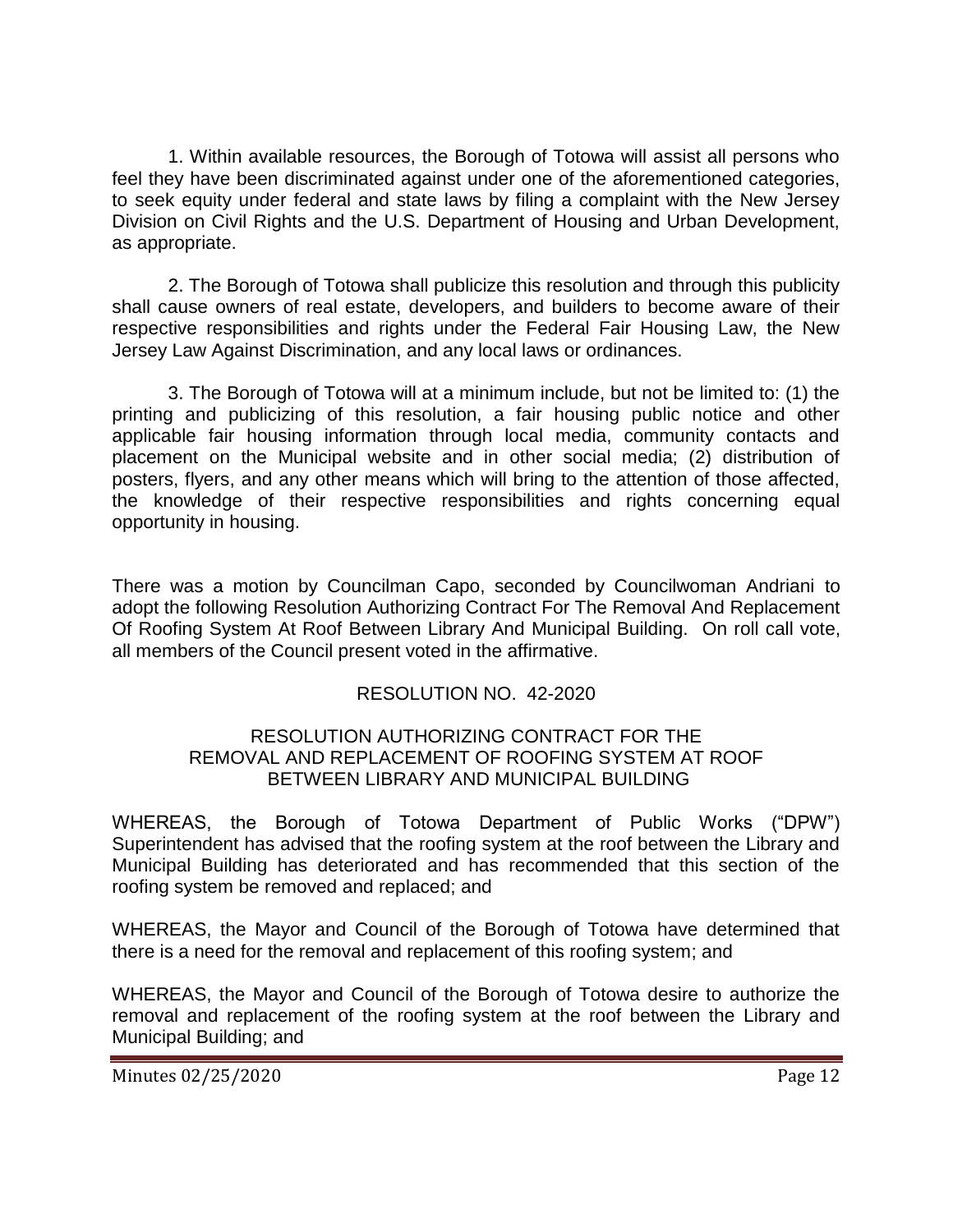1. Within available resources, the Borough of Totowa will assist all persons who feel they have been discriminated against under one of the aforementioned categories, to seek equity under federal and state laws by filing a complaint with the New Jersey Division on Civil Rights and the U.S. Department of Housing and Urban Development, as appropriate.

2. The Borough of Totowa shall publicize this resolution and through this publicity shall cause owners of real estate, developers, and builders to become aware of their respective responsibilities and rights under the Federal Fair Housing Law, the New Jersey Law Against Discrimination, and any local laws or ordinances.

3. The Borough of Totowa will at a minimum include, but not be limited to: (1) the printing and publicizing of this resolution, a fair housing public notice and other applicable fair housing information through local media, community contacts and placement on the Municipal website and in other social media; (2) distribution of posters, flyers, and any other means which will bring to the attention of those affected, the knowledge of their respective responsibilities and rights concerning equal opportunity in housing.

There was a motion by Councilman Capo, seconded by Councilwoman Andriani to adopt the following Resolution Authorizing Contract For The Removal And Replacement Of Roofing System At Roof Between Library And Municipal Building. On roll call vote, all members of the Council present voted in the affirmative.

RESOLUTION NO. 42-2020

RESOLUTION AUTHORIZING CONTRACT FOR THE REMOVAL AND REPLACEMENT OF ROOFING SYSTEM AT ROOF BETWEEN LIBRARY AND MUNICIPAL BUILDING

WHEREAS, the Borough of Totowa Department of Public Works ("DPW") Superintendent has advised that the roofing system at the roof between the Library and Municipal Building has deteriorated and has recommended that this section of the roofing system be removed and replaced; and

WHEREAS, the Mayor and Council of the Borough of Totowa have determined that there is a need for the removal and replacement of this roofing system; and

WHEREAS, the Mayor and Council of the Borough of Totowa desire to authorize the removal and replacement of the roofing system at the roof between the Library and Municipal Building; and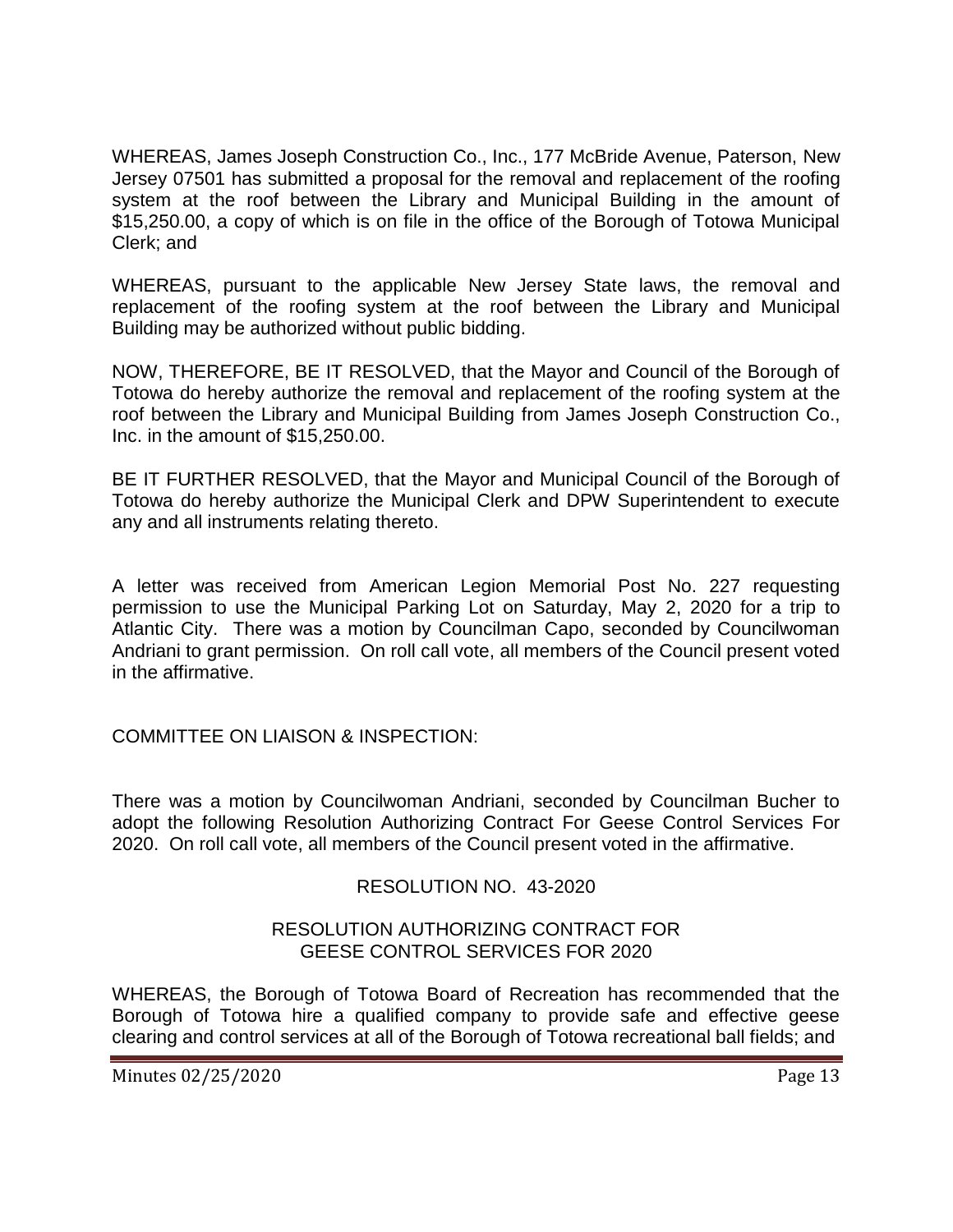WHEREAS, James Joseph Construction Co., Inc., 177 McBride Avenue, Paterson, New Jersey 07501 has submitted a proposal for the removal and replacement of the roofing system at the roof between the Library and Municipal Building in the amount of $15,250.00, a copy of which is on file in the office of the Borough of Totowa Municipal Clerk; and

WHEREAS, pursuant to the applicable New Jersey State laws, the removal and replacement of the roofing system at the roof between the Library and Municipal Building may be authorized without public bidding.

NOW, THEREFORE, BE IT RESOLVED, that the Mayor and Council of the Borough of Totowa do hereby authorize the removal and replacement of the roofing system at the roof between the Library and Municipal Building from James Joseph Construction Co., Inc. in the amount of $15,250.00.

BE IT FURTHER RESOLVED, that the Mayor and Municipal Council of the Borough of Totowa do hereby authorize the Municipal Clerk and DPW Superintendent to execute any and all instruments relating thereto.

A letter was received from American Legion Memorial Post No. 227 requesting permission to use the Municipal Parking Lot on Saturday, May 2, 2020 for a trip to Atlantic City. There was a motion by Councilman Capo, seconded by Councilwoman Andriani to grant permission. On roll call vote, all members of the Council present voted in the affirmative.

COMMITTEE ON LIAISON & INSPECTION:

There was a motion by Councilwoman Andriani, seconded by Councilman Bucher to adopt the following Resolution Authorizing Contract For Geese Control Services For 2020. On roll call vote, all members of the Council present voted in the affirmative.

RESOLUTION NO. 43-2020

RESOLUTION AUTHORIZING CONTRACT FOR GEESE CONTROL SERVICES FOR 2020

WHEREAS, the Borough of Totowa Board of Recreation has recommended that the Borough of Totowa hire a qualified company to provide safe and effective geese clearing and control services at all of the Borough of Totowa recreational ball fields; and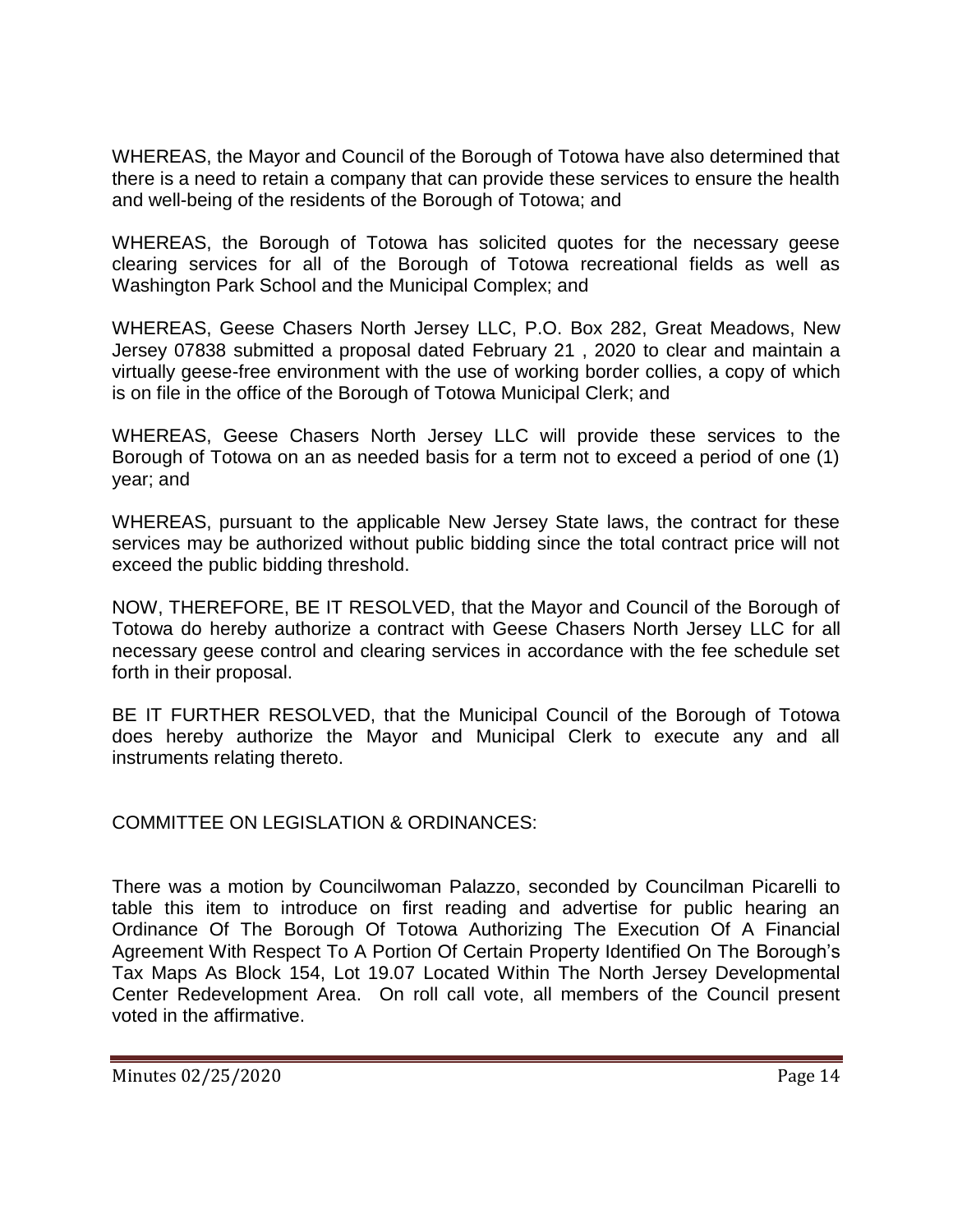WHEREAS, the Mayor and Council of the Borough of Totowa have also determined that there is a need to retain a company that can provide these services to ensure the health and well-being of the residents of the Borough of Totowa; and

WHEREAS, the Borough of Totowa has solicited quotes for the necessary geese clearing services for all of the Borough of Totowa recreational fields as well as Washington Park School and the Municipal Complex; and

WHEREAS, Geese Chasers North Jersey LLC, P.O. Box 282, Great Meadows, New Jersey 07838 submitted a proposal dated February 21 , 2020 to clear and maintain a virtually geese-free environment with the use of working border collies, a copy of which is on file in the office of the Borough of Totowa Municipal Clerk; and

WHEREAS, Geese Chasers North Jersey LLC will provide these services to the Borough of Totowa on an as needed basis for a term not to exceed a period of one (1) year; and

WHEREAS, pursuant to the applicable New Jersey State laws, the contract for these services may be authorized without public bidding since the total contract price will not exceed the public bidding threshold.

NOW, THEREFORE, BE IT RESOLVED, that the Mayor and Council of the Borough of Totowa do hereby authorize a contract with Geese Chasers North Jersey LLC for all necessary geese control and clearing services in accordance with the fee schedule set forth in their proposal.

BE IT FURTHER RESOLVED, that the Municipal Council of the Borough of Totowa does hereby authorize the Mayor and Municipal Clerk to execute any and all instruments relating thereto.

COMMITTEE ON LEGISLATION & ORDINANCES:

There was a motion by Councilwoman Palazzo, seconded by Councilman Picarelli to table this item to introduce on first reading and advertise for public hearing an Ordinance Of The Borough Of Totowa Authorizing The Execution Of A Financial Agreement With Respect To A Portion Of Certain Property Identified On The Borough's Tax Maps As Block 154, Lot 19.07 Located Within The North Jersey Developmental Center Redevelopment Area. On roll call vote, all members of the Council present voted in the affirmative.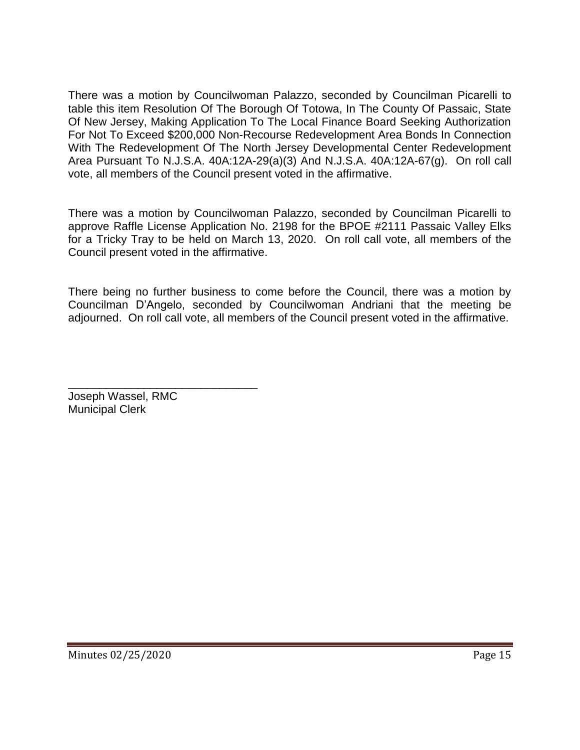There was a motion by Councilwoman Palazzo, seconded by Councilman Picarelli to table this item Resolution Of The Borough Of Totowa, In The County Of Passaic, State Of New Jersey, Making Application To The Local Finance Board Seeking Authorization For Not To Exceed $200,000 Non-Recourse Redevelopment Area Bonds In Connection With The Redevelopment Of The North Jersey Developmental Center Redevelopment Area Pursuant To N.J.S.A. 40A:12A-29(a)(3) And N.J.S.A. 40A:12A-67(g). On roll call vote, all members of the Council present voted in the affirmative.

There was a motion by Councilwoman Palazzo, seconded by Councilman Picarelli to approve Raffle License Application No. 2198 for the BPOE #2111 Passaic Valley Elks for a Tricky Tray to be held on March 13, 2020. On roll call vote, all members of the Council present voted in the affirmative.

There being no further business to come before the Council, there was a motion by Councilman D'Angelo, seconded by Councilwoman Andriani that the meeting be adjourned. On roll call vote, all members of the Council present voted in the affirmative.

\_\_\_\_\_\_\_\_\_\_\_\_\_\_\_\_\_\_\_\_\_\_\_\_\_\_\_\_\_\_

Joseph Wassel, RMC
Municipal Clerk